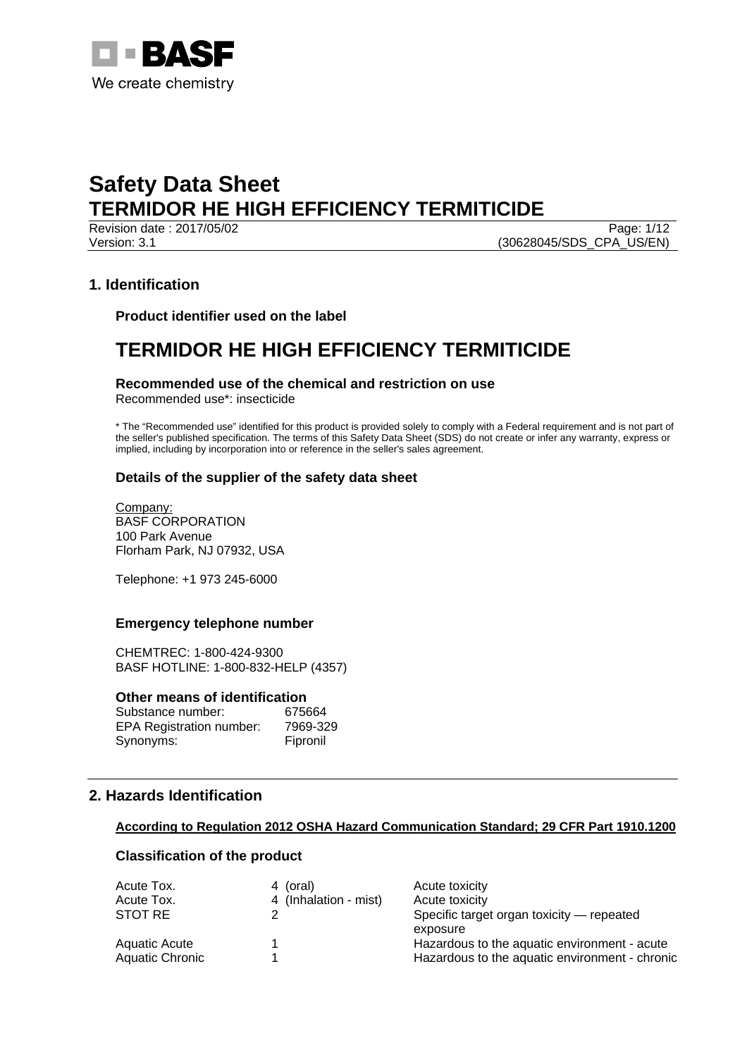# Safety Data Sheet
# TERMIDOR HE HIGH EFFICIENCY TERMITICIDE

Revision date : 2017/05/02
Version: 3.1
(30628045/SDS_CPA_US/EN)

## 1. Identification

### Product identifier used on the label

# TERMIDOR HE HIGH EFFICIENCY TERMITICIDE

### Recommended use of the chemical and restriction on use

Recommended use*: insecticide

* The "Recommended use" identified for this product is provided solely to comply with a Federal requirement and is not part of the seller's published specification. The terms of this Safety Data Sheet (SDS) do not create or infer any warranty, express or implied, including by incorporation into or reference in the seller's sales agreement.

### Details of the supplier of the safety data sheet

Company:
BASF CORPORATION
100 Park Avenue
Florham Park, NJ 07932, USA

Telephone: +1 973 245-6000

### Emergency telephone number

CHEMTREC: 1-800-424-9300
BASF HOTLINE: 1-800-832-HELP (4357)

### Other means of identification

| | |
|---|---|
| Substance number: | 675664 |
| EPA Registration number: | 7969-329 |
| Synonyms: | Fipronil |

## 2. Hazards Identification

**According to Regulation 2012 OSHA Hazard Communication Standard; 29 CFR Part 1910.1200**

### Classification of the product

| | | |
|---|---|---|
| Acute Tox. | 4 (oral) | Acute toxicity |
| Acute Tox. | 4 (Inhalation - mist) | Acute toxicity |
| STOT RE | 2 | Specific target organ toxicity — repeated exposure |
| Aquatic Acute | 1 | Hazardous to the aquatic environment - acute |
| Aquatic Chronic | 1 | Hazardous to the aquatic environment - chronic |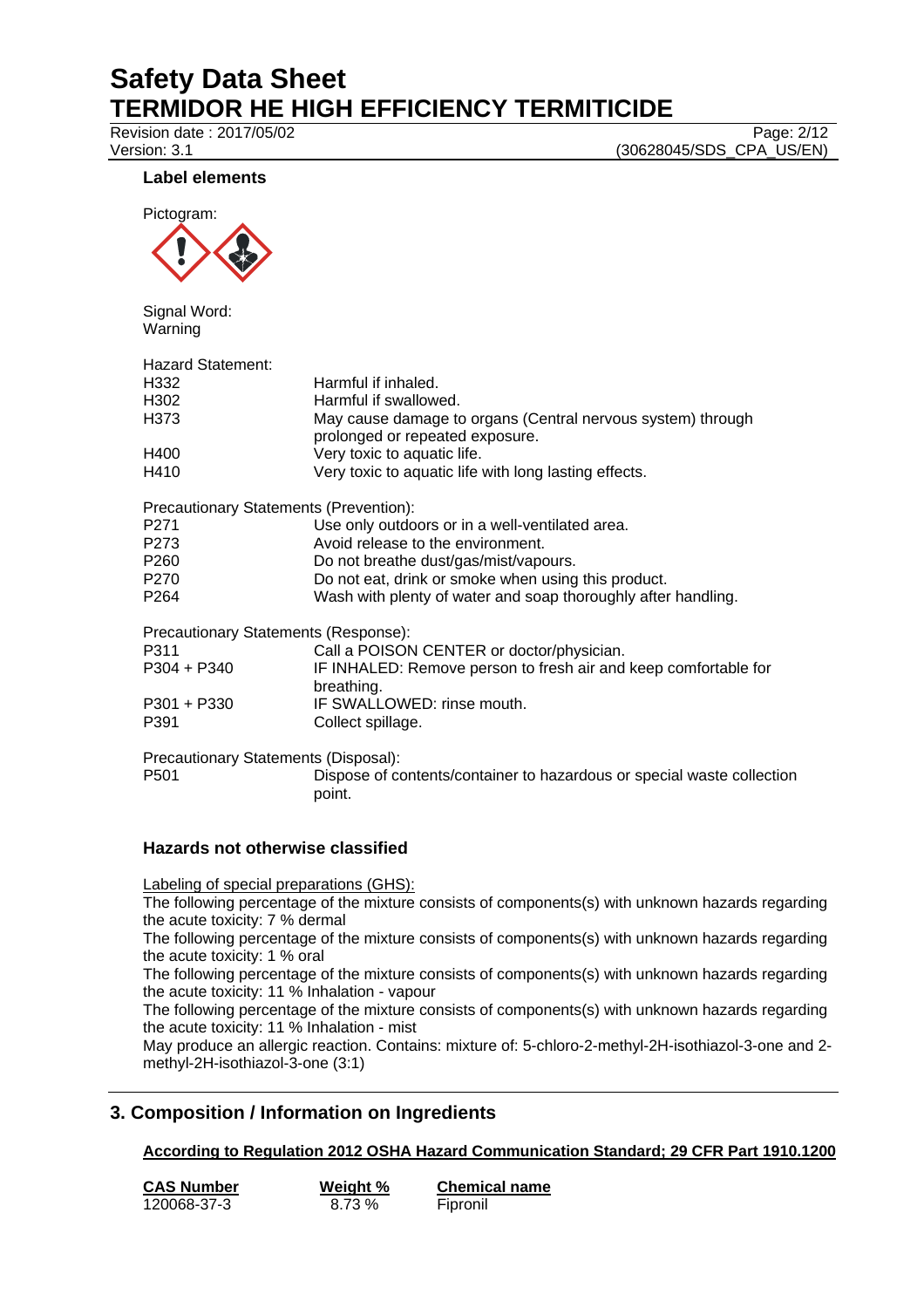### Label elements

Pictogram:

Signal Word:
Warning

Hazard Statement:

| | |
|---|---|
| H332 | Harmful if inhaled. |
| H302 | Harmful if swallowed. |
| H373 | May cause damage to organs (Central nervous system) through prolonged or repeated exposure. |
| H400 | Very toxic to aquatic life. |
| H410 | Very toxic to aquatic life with long lasting effects. |

Precautionary Statements (Prevention):

| | |
|---|---|
| P271 | Use only outdoors or in a well-ventilated area. |
| P273 | Avoid release to the environment. |
| P260 | Do not breathe dust/gas/mist/vapours. |
| P270 | Do not eat, drink or smoke when using this product. |
| P264 | Wash with plenty of water and soap thoroughly after handling. |

Precautionary Statements (Response):

| | |
|---|---|
| P311 | Call a POISON CENTER or doctor/physician. |
| P304 + P340 | IF INHALED: Remove person to fresh air and keep comfortable for breathing. |
| P301 + P330 | IF SWALLOWED: rinse mouth. |
| P391 | Collect spillage. |

Precautionary Statements (Disposal):

| | |
|---|---|
| P501 | Dispose of contents/container to hazardous or special waste collection point. |

### Hazards not otherwise classified

Labeling of special preparations (GHS):

The following percentage of the mixture consists of components(s) with unknown hazards regarding the acute toxicity: 7 % dermal

The following percentage of the mixture consists of components(s) with unknown hazards regarding the acute toxicity: 1 % oral

The following percentage of the mixture consists of components(s) with unknown hazards regarding the acute toxicity: 11 % Inhalation - vapour

The following percentage of the mixture consists of components(s) with unknown hazards regarding the acute toxicity: 11 % Inhalation - mist

May produce an allergic reaction. Contains: mixture of: 5-chloro-2-methyl-2H-isothiazol-3-one and 2-methyl-2H-isothiazol-3-one (3:1)

## 3. Composition / Information on Ingredients

**According to Regulation 2012 OSHA Hazard Communication Standard; 29 CFR Part 1910.1200**

| CAS Number | Weight % | Chemical name |
|---|---|---|
| 120068-37-3 | 8.73 % | Fipronil |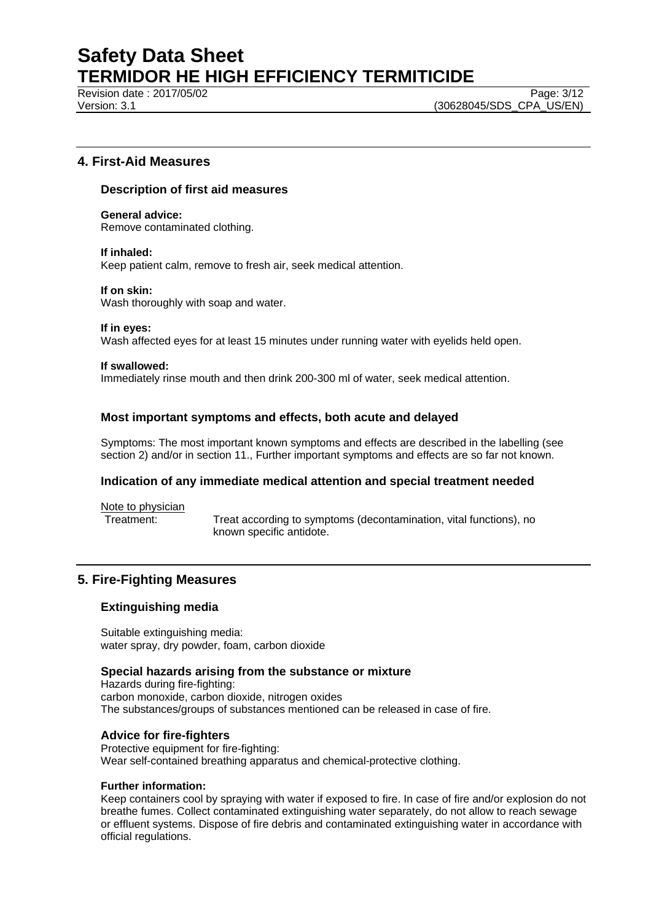## 4. First-Aid Measures

### Description of first aid measures

**General advice:**
Remove contaminated clothing.

**If inhaled:**
Keep patient calm, remove to fresh air, seek medical attention.

**If on skin:**
Wash thoroughly with soap and water.

**If in eyes:**
Wash affected eyes for at least 15 minutes under running water with eyelids held open.

**If swallowed:**
Immediately rinse mouth and then drink 200-300 ml of water, seek medical attention.

### Most important symptoms and effects, both acute and delayed

Symptoms: The most important known symptoms and effects are described in the labelling (see section 2) and/or in section 11., Further important symptoms and effects are so far not known.

### Indication of any immediate medical attention and special treatment needed

Note to physician

Treatment: Treat according to symptoms (decontamination, vital functions), no known specific antidote.

## 5. Fire-Fighting Measures

### Extinguishing media

Suitable extinguishing media:
water spray, dry powder, foam, carbon dioxide

### Special hazards arising from the substance or mixture

Hazards during fire-fighting:
carbon monoxide, carbon dioxide, nitrogen oxides
The substances/groups of substances mentioned can be released in case of fire.

### Advice for fire-fighters

Protective equipment for fire-fighting:
Wear self-contained breathing apparatus and chemical-protective clothing.

**Further information:**
Keep containers cool by spraying with water if exposed to fire. In case of fire and/or explosion do not breathe fumes. Collect contaminated extinguishing water separately, do not allow to reach sewage or effluent systems. Dispose of fire debris and contaminated extinguishing water in accordance with official regulations.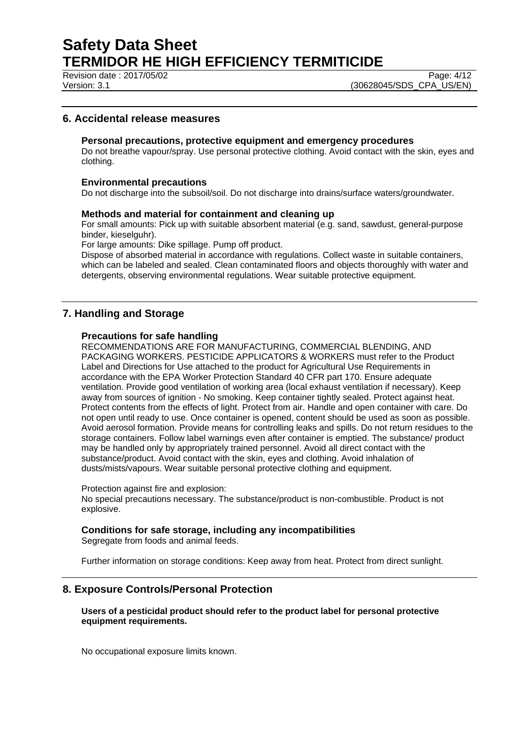## 6. Accidental release measures

### Personal precautions, protective equipment and emergency procedures

Do not breathe vapour/spray. Use personal protective clothing. Avoid contact with the skin, eyes and clothing.

### Environmental precautions

Do not discharge into the subsoil/soil. Do not discharge into drains/surface waters/groundwater.

### Methods and material for containment and cleaning up

For small amounts: Pick up with suitable absorbent material (e.g. sand, sawdust, general-purpose binder, kieselguhr).

For large amounts: Dike spillage. Pump off product.

Dispose of absorbed material in accordance with regulations. Collect waste in suitable containers, which can be labeled and sealed. Clean contaminated floors and objects thoroughly with water and detergents, observing environmental regulations. Wear suitable protective equipment.

## 7. Handling and Storage

### Precautions for safe handling

RECOMMENDATIONS ARE FOR MANUFACTURING, COMMERCIAL BLENDING, AND PACKAGING WORKERS. PESTICIDE APPLICATORS & WORKERS must refer to the Product Label and Directions for Use attached to the product for Agricultural Use Requirements in accordance with the EPA Worker Protection Standard 40 CFR part 170. Ensure adequate ventilation. Provide good ventilation of working area (local exhaust ventilation if necessary). Keep away from sources of ignition - No smoking. Keep container tightly sealed. Protect against heat. Protect contents from the effects of light. Protect from air. Handle and open container with care. Do not open until ready to use. Once container is opened, content should be used as soon as possible. Avoid aerosol formation. Provide means for controlling leaks and spills. Do not return residues to the storage containers. Follow label warnings even after container is emptied. The substance/ product may be handled only by appropriately trained personnel. Avoid all direct contact with the substance/product. Avoid contact with the skin, eyes and clothing. Avoid inhalation of dusts/mists/vapours. Wear suitable personal protective clothing and equipment.

Protection against fire and explosion:

No special precautions necessary. The substance/product is non-combustible. Product is not explosive.

### Conditions for safe storage, including any incompatibilities

Segregate from foods and animal feeds.

Further information on storage conditions: Keep away from heat. Protect from direct sunlight.

## 8. Exposure Controls/Personal Protection

**Users of a pesticidal product should refer to the product label for personal protective equipment requirements.**

No occupational exposure limits known.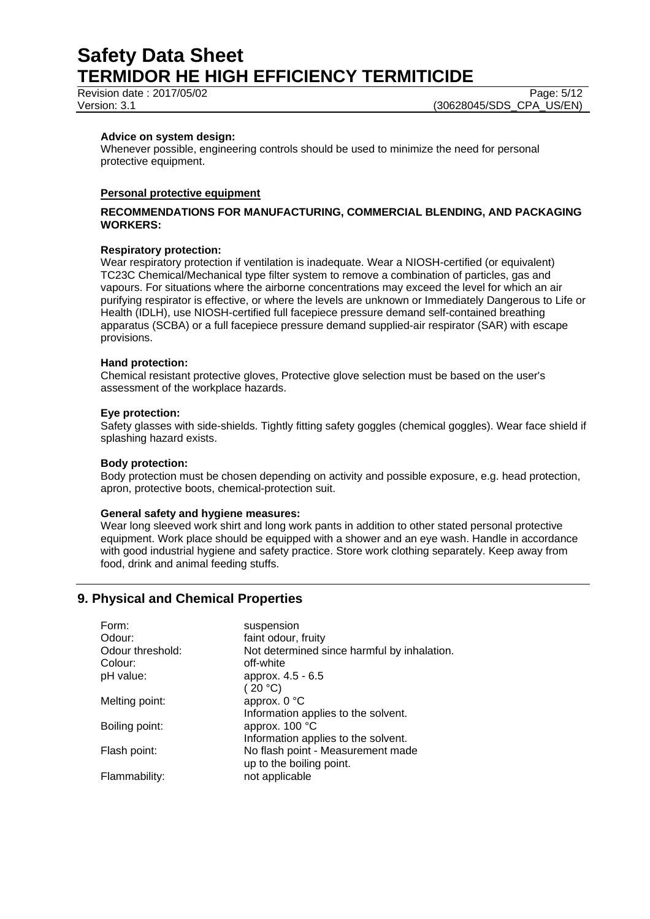**Advice on system design:**
Whenever possible, engineering controls should be used to minimize the need for personal protective equipment.

**Personal protective equipment**

**RECOMMENDATIONS FOR MANUFACTURING, COMMERCIAL BLENDING, AND PACKAGING WORKERS:**

**Respiratory protection:**
Wear respiratory protection if ventilation is inadequate. Wear a NIOSH-certified (or equivalent) TC23C Chemical/Mechanical type filter system to remove a combination of particles, gas and vapours. For situations where the airborne concentrations may exceed the level for which an air purifying respirator is effective, or where the levels are unknown or Immediately Dangerous to Life or Health (IDLH), use NIOSH-certified full facepiece pressure demand self-contained breathing apparatus (SCBA) or a full facepiece pressure demand supplied-air respirator (SAR) with escape provisions.

**Hand protection:**
Chemical resistant protective gloves, Protective glove selection must be based on the user's assessment of the workplace hazards.

**Eye protection:**
Safety glasses with side-shields. Tightly fitting safety goggles (chemical goggles). Wear face shield if splashing hazard exists.

**Body protection:**
Body protection must be chosen depending on activity and possible exposure, e.g. head protection, apron, protective boots, chemical-protection suit.

**General safety and hygiene measures:**
Wear long sleeved work shirt and long work pants in addition to other stated personal protective equipment. Work place should be equipped with a shower and an eye wash. Handle in accordance with good industrial hygiene and safety practice. Store work clothing separately. Keep away from food, drink and animal feeding stuffs.

## 9. Physical and Chemical Properties

| | |
|---|---|
| Form: | suspension |
| Odour: | faint odour, fruity |
| Odour threshold: | Not determined since harmful by inhalation. |
| Colour: | off-white |
| pH value: | approx. 4.5 - 6.5 ( 20 °C) |
| Melting point: | approx. 0 °C Information applies to the solvent. |
| Boiling point: | approx. 100 °C Information applies to the solvent. |
| Flash point: | No flash point - Measurement made up to the boiling point. |
| Flammability: | not applicable |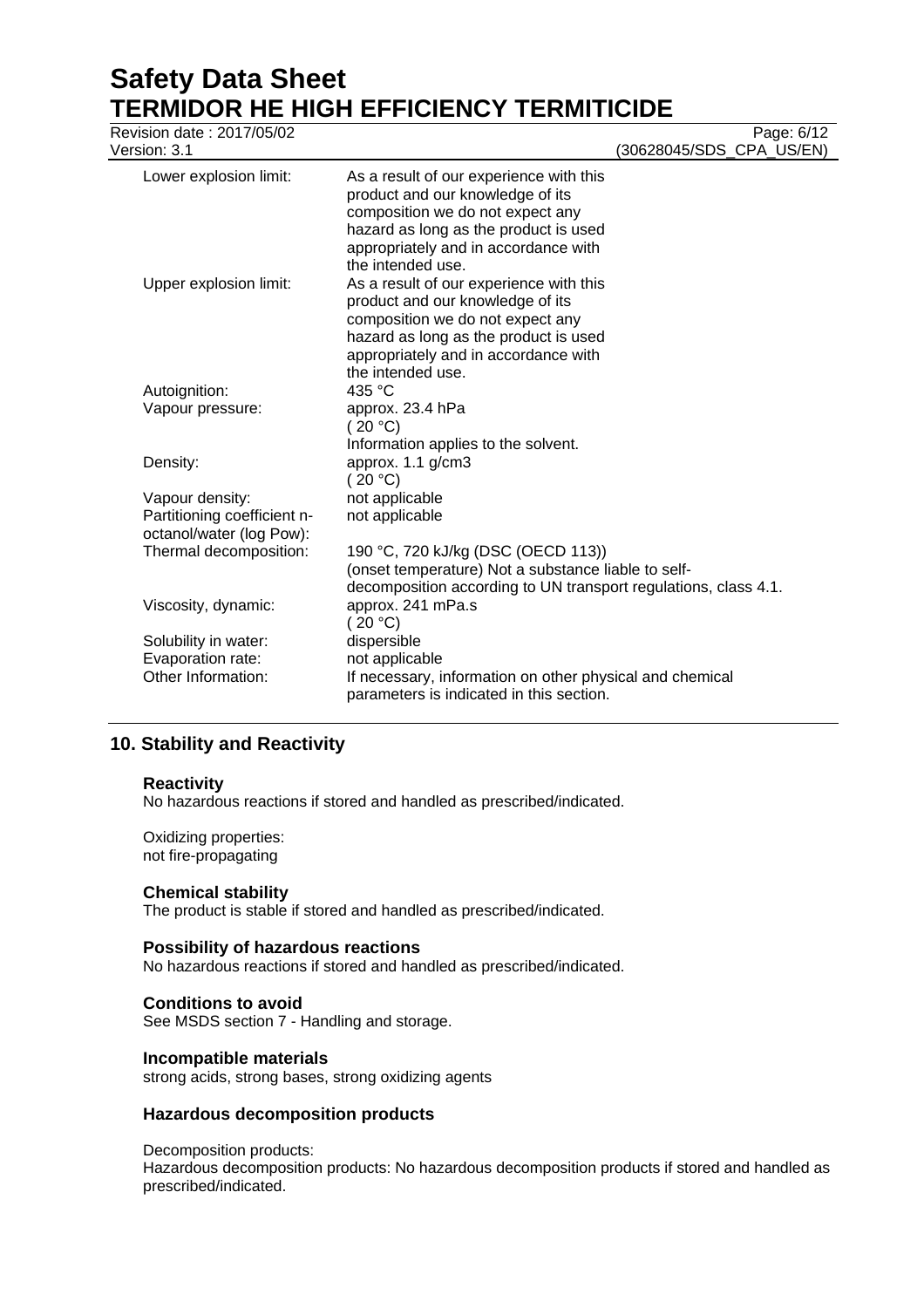| | |
|---|---|
| Lower explosion limit: | As a result of our experience with this product and our knowledge of its composition we do not expect any hazard as long as the product is used appropriately and in accordance with the intended use. |
| Upper explosion limit: | As a result of our experience with this product and our knowledge of its composition we do not expect any hazard as long as the product is used appropriately and in accordance with the intended use. |
| Autoignition: | 435 °C |
| Vapour pressure: | approx. 23.4 hPa ( 20 °C) Information applies to the solvent. |
| Density: | approx. 1.1 g/cm3 ( 20 °C) |
| Vapour density: | not applicable |
| Partitioning coefficient n-octanol/water (log Pow): | not applicable |
| Thermal decomposition: | 190 °C, 720 kJ/kg (DSC (OECD 113)) (onset temperature) Not a substance liable to self-decomposition according to UN transport regulations, class 4.1. |
| Viscosity, dynamic: | approx. 241 mPa.s ( 20 °C) |
| Solubility in water: | dispersible |
| Evaporation rate: | not applicable |
| Other Information: | If necessary, information on other physical and chemical parameters is indicated in this section. |

## 10. Stability and Reactivity

### Reactivity

No hazardous reactions if stored and handled as prescribed/indicated.

Oxidizing properties:
not fire-propagating

### Chemical stability

The product is stable if stored and handled as prescribed/indicated.

### Possibility of hazardous reactions

No hazardous reactions if stored and handled as prescribed/indicated.

### Conditions to avoid

See MSDS section 7 - Handling and storage.

### Incompatible materials

strong acids, strong bases, strong oxidizing agents

### Hazardous decomposition products

Decomposition products:
Hazardous decomposition products: No hazardous decomposition products if stored and handled as prescribed/indicated.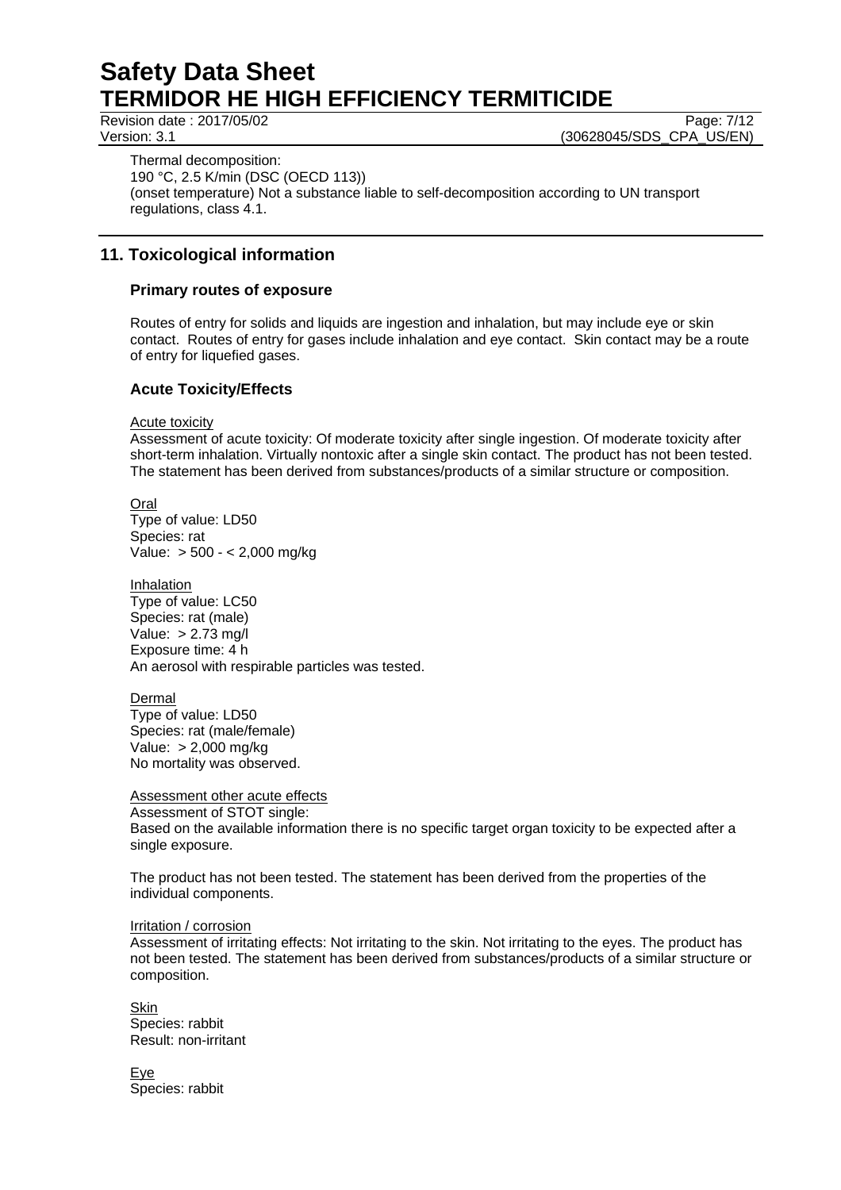Thermal decomposition:
190 °C, 2.5 K/min (DSC (OECD 113))
(onset temperature) Not a substance liable to self-decomposition according to UN transport regulations, class 4.1.

## 11. Toxicological information

### Primary routes of exposure

Routes of entry for solids and liquids are ingestion and inhalation, but may include eye or skin contact. Routes of entry for gases include inhalation and eye contact. Skin contact may be a route of entry for liquefied gases.

### Acute Toxicity/Effects

Acute toxicity
Assessment of acute toxicity: Of moderate toxicity after single ingestion. Of moderate toxicity after short-term inhalation. Virtually nontoxic after a single skin contact. The product has not been tested. The statement has been derived from substances/products of a similar structure or composition.

Oral
Type of value: LD50
Species: rat
Value: > 500 - < 2,000 mg/kg

Inhalation
Type of value: LC50
Species: rat (male)
Value: > 2.73 mg/l
Exposure time: 4 h
An aerosol with respirable particles was tested.

Dermal
Type of value: LD50
Species: rat (male/female)
Value: > 2,000 mg/kg
No mortality was observed.

Assessment other acute effects
Assessment of STOT single:
Based on the available information there is no specific target organ toxicity to be expected after a single exposure.

The product has not been tested. The statement has been derived from the properties of the individual components.

Irritation / corrosion
Assessment of irritating effects: Not irritating to the skin. Not irritating to the eyes. The product has not been tested. The statement has been derived from substances/products of a similar structure or composition.

Skin
Species: rabbit
Result: non-irritant

Eye
Species: rabbit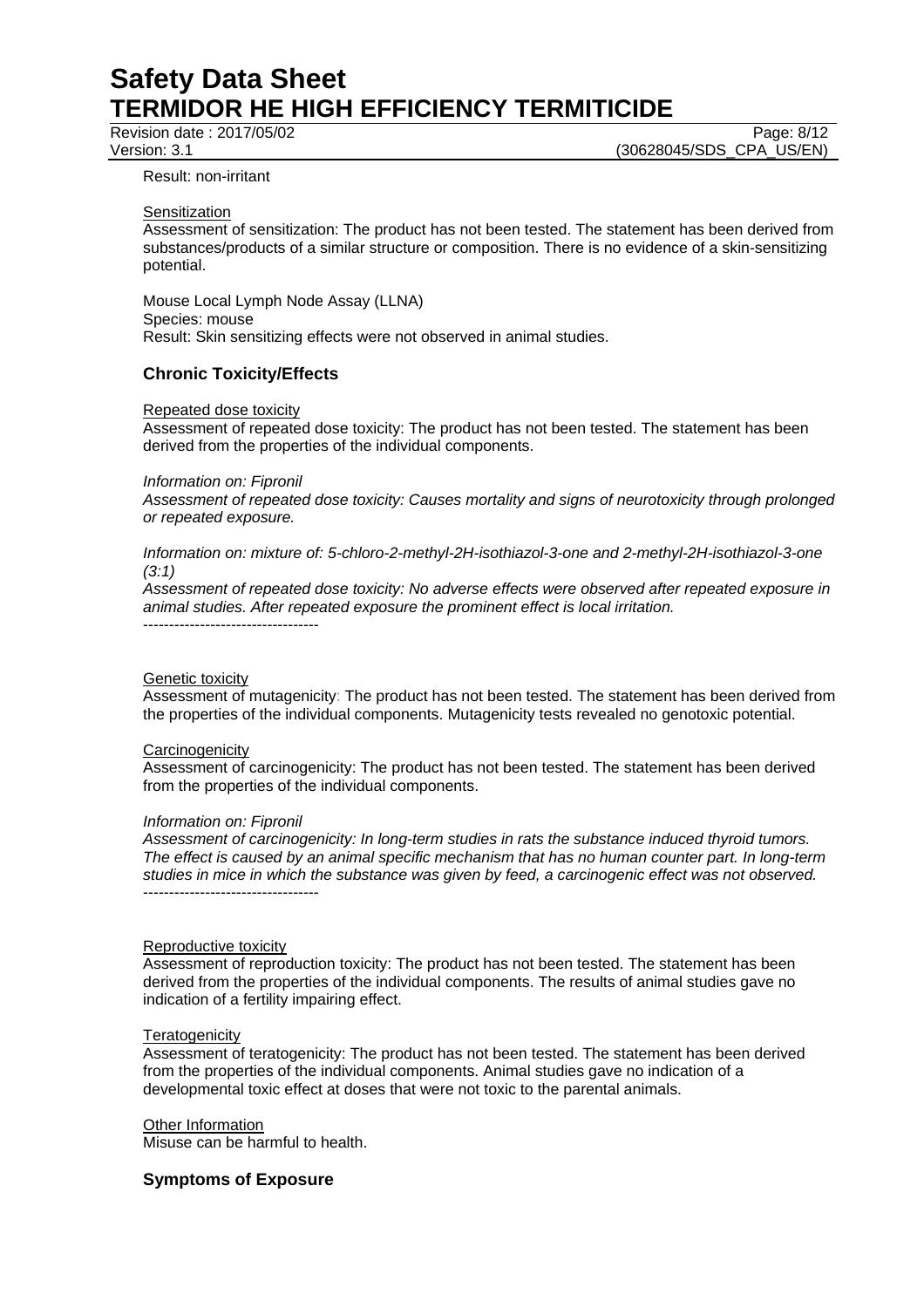Result: non-irritant

Sensitization

Assessment of sensitization: The product has not been tested. The statement has been derived from substances/products of a similar structure or composition. There is no evidence of a skin-sensitizing potential.

Mouse Local Lymph Node Assay (LLNA)
Species: mouse
Result: Skin sensitizing effects were not observed in animal studies.

## Chronic Toxicity/Effects

Repeated dose toxicity

Assessment of repeated dose toxicity: The product has not been tested. The statement has been derived from the properties of the individual components.

*Information on: Fipronil*

*Assessment of repeated dose toxicity: Causes mortality and signs of neurotoxicity through prolonged or repeated exposure.*

*Information on: mixture of: 5-chloro-2-methyl-2H-isothiazol-3-one and 2-methyl-2H-isothiazol-3-one (3:1)*

*Assessment of repeated dose toxicity: No adverse effects were observed after repeated exposure in animal studies. After repeated exposure the prominent effect is local irritation.*

----------------------------------

Genetic toxicity

Assessment of mutagenicity: The product has not been tested. The statement has been derived from the properties of the individual components. Mutagenicity tests revealed no genotoxic potential.

Carcinogenicity

Assessment of carcinogenicity: The product has not been tested. The statement has been derived from the properties of the individual components.

*Information on: Fipronil*

*Assessment of carcinogenicity: In long-term studies in rats the substance induced thyroid tumors. The effect is caused by an animal specific mechanism that has no human counter part. In long-term studies in mice in which the substance was given by feed, a carcinogenic effect was not observed.*

----------------------------------

Reproductive toxicity

Assessment of reproduction toxicity: The product has not been tested. The statement has been derived from the properties of the individual components. The results of animal studies gave no indication of a fertility impairing effect.

Teratogenicity

Assessment of teratogenicity: The product has not been tested. The statement has been derived from the properties of the individual components. Animal studies gave no indication of a developmental toxic effect at doses that were not toxic to the parental animals.

Other Information

Misuse can be harmful to health.

## Symptoms of Exposure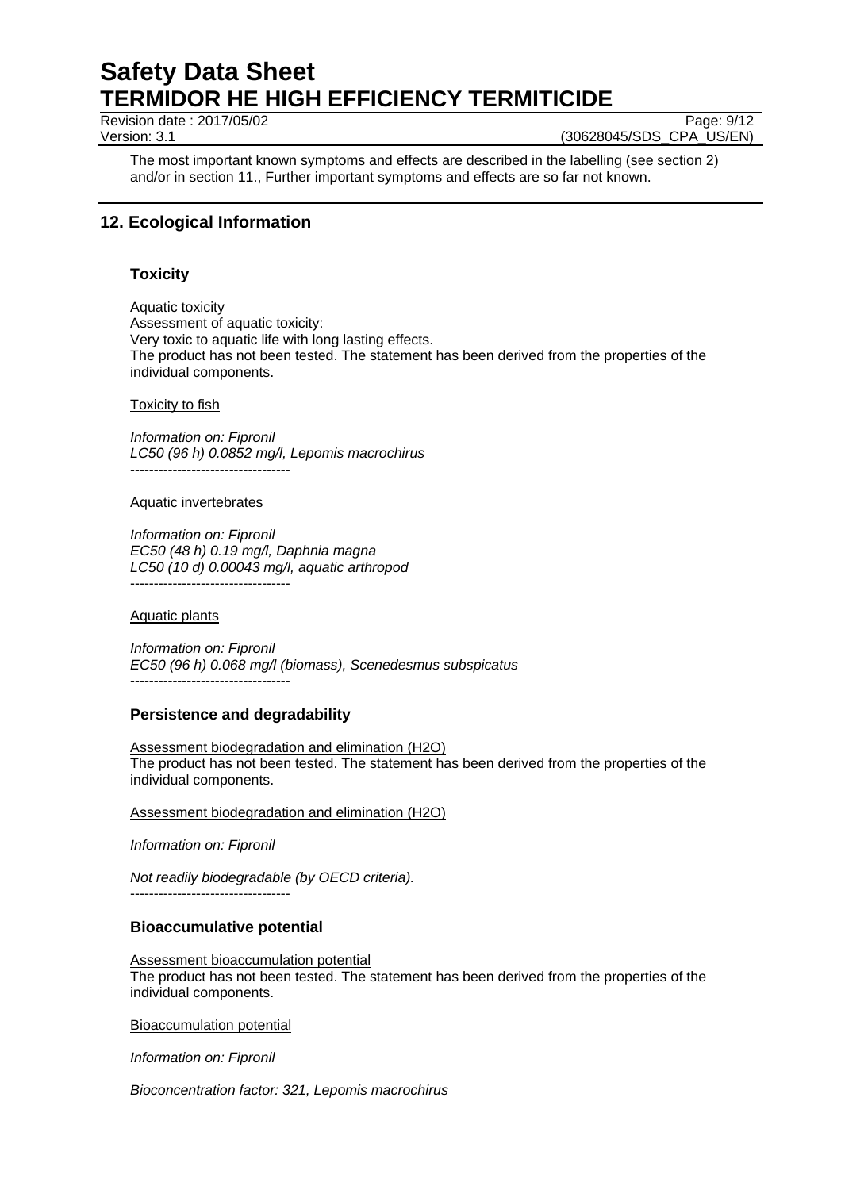The most important known symptoms and effects are described in the labelling (see section 2) and/or in section 11., Further important symptoms and effects are so far not known.

## 12. Ecological Information

### Toxicity

Aquatic toxicity
Assessment of aquatic toxicity:
Very toxic to aquatic life with long lasting effects.
The product has not been tested. The statement has been derived from the properties of the individual components.

Toxicity to fish

*Information on: Fipronil*
*LC50 (96 h) 0.0852 mg/l, Lepomis macrochirus*
----------------------------------

Aquatic invertebrates

*Information on: Fipronil*
*EC50 (48 h) 0.19 mg/l, Daphnia magna*
*LC50 (10 d) 0.00043 mg/l, aquatic arthropod*
----------------------------------

Aquatic plants

*Information on: Fipronil*
*EC50 (96 h) 0.068 mg/l (biomass), Scenedesmus subspicatus*
----------------------------------

### Persistence and degradability

Assessment biodegradation and elimination (H2O)
The product has not been tested. The statement has been derived from the properties of the individual components.

Assessment biodegradation and elimination (H2O)

*Information on: Fipronil*

*Not readily biodegradable (by OECD criteria).*
----------------------------------

### Bioaccumulative potential

Assessment bioaccumulation potential
The product has not been tested. The statement has been derived from the properties of the individual components.

Bioaccumulation potential

*Information on: Fipronil*

*Bioconcentration factor: 321, Lepomis macrochirus*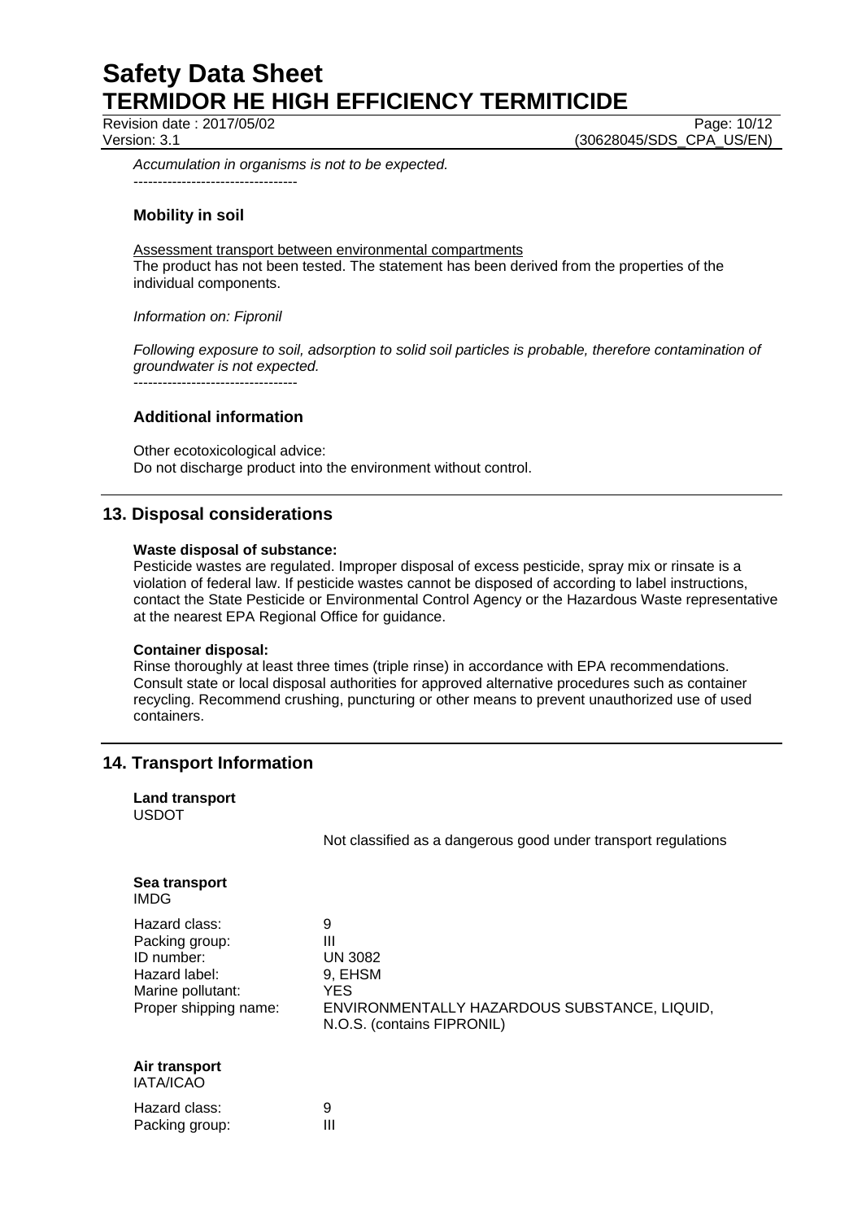*Accumulation in organisms is not to be expected.*

----------------------------------

### Mobility in soil

Assessment transport between environmental compartments
The product has not been tested. The statement has been derived from the properties of the individual components.

*Information on: Fipronil*

*Following exposure to soil, adsorption to solid soil particles is probable, therefore contamination of groundwater is not expected.*

----------------------------------

### Additional information

Other ecotoxicological advice:
Do not discharge product into the environment without control.

## 13. Disposal considerations

**Waste disposal of substance:**
Pesticide wastes are regulated. Improper disposal of excess pesticide, spray mix or rinsate is a violation of federal law. If pesticide wastes cannot be disposed of according to label instructions, contact the State Pesticide or Environmental Control Agency or the Hazardous Waste representative at the nearest EPA Regional Office for guidance.

**Container disposal:**
Rinse thoroughly at least three times (triple rinse) in accordance with EPA recommendations. Consult state or local disposal authorities for approved alternative procedures such as container recycling. Recommend crushing, puncturing or other means to prevent unauthorized use of used containers.

## 14. Transport Information

**Land transport**
USDOT

Not classified as a dangerous good under transport regulations

**Sea transport**
IMDG

| | |
|---|---|
| Hazard class: | 9 |
| Packing group: | III |
| ID number: | UN 3082 |
| Hazard label: | 9, EHSM |
| Marine pollutant: | YES |
| Proper shipping name: | ENVIRONMENTALLY HAZARDOUS SUBSTANCE, LIQUID, N.O.S. (contains FIPRONIL) |

**Air transport**
IATA/ICAO

| | |
|---|---|
| Hazard class: | 9 |
| Packing group: | III |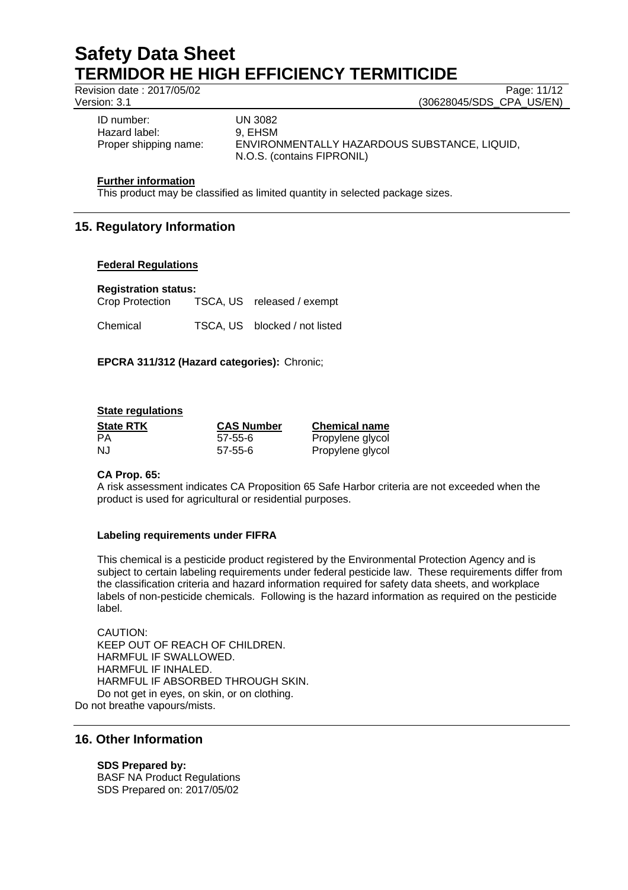| | |
|---|---|
| ID number: | UN 3082 |
| Hazard label: | 9, EHSM |
| Proper shipping name: | ENVIRONMENTALLY HAZARDOUS SUBSTANCE, LIQUID, N.O.S. (contains FIPRONIL) |

**Further information**

This product may be classified as limited quantity in selected package sizes.

## 15. Regulatory Information

**Federal Regulations**

**Registration status:**

| | | |
|---|---|---|
| Crop Protection | TSCA, US | released / exempt |
| Chemical | TSCA, US | blocked / not listed |

**EPCRA 311/312 (Hazard categories):** Chronic;

**State regulations**

| State RTK | CAS Number | Chemical name |
|---|---|---|
| PA | 57-55-6 | Propylene glycol |
| NJ | 57-55-6 | Propylene glycol |

**CA Prop. 65:**

A risk assessment indicates CA Proposition 65 Safe Harbor criteria are not exceeded when the product is used for agricultural or residential purposes.

**Labeling requirements under FIFRA**

This chemical is a pesticide product registered by the Environmental Protection Agency and is subject to certain labeling requirements under federal pesticide law. These requirements differ from the classification criteria and hazard information required for safety data sheets, and workplace labels of non-pesticide chemicals. Following is the hazard information as required on the pesticide label.

CAUTION:
KEEP OUT OF REACH OF CHILDREN.
HARMFUL IF SWALLOWED.
HARMFUL IF INHALED.
HARMFUL IF ABSORBED THROUGH SKIN.
Do not get in eyes, on skin, or on clothing.
Do not breathe vapours/mists.

## 16. Other Information

**SDS Prepared by:**
BASF NA Product Regulations
SDS Prepared on: 2017/05/02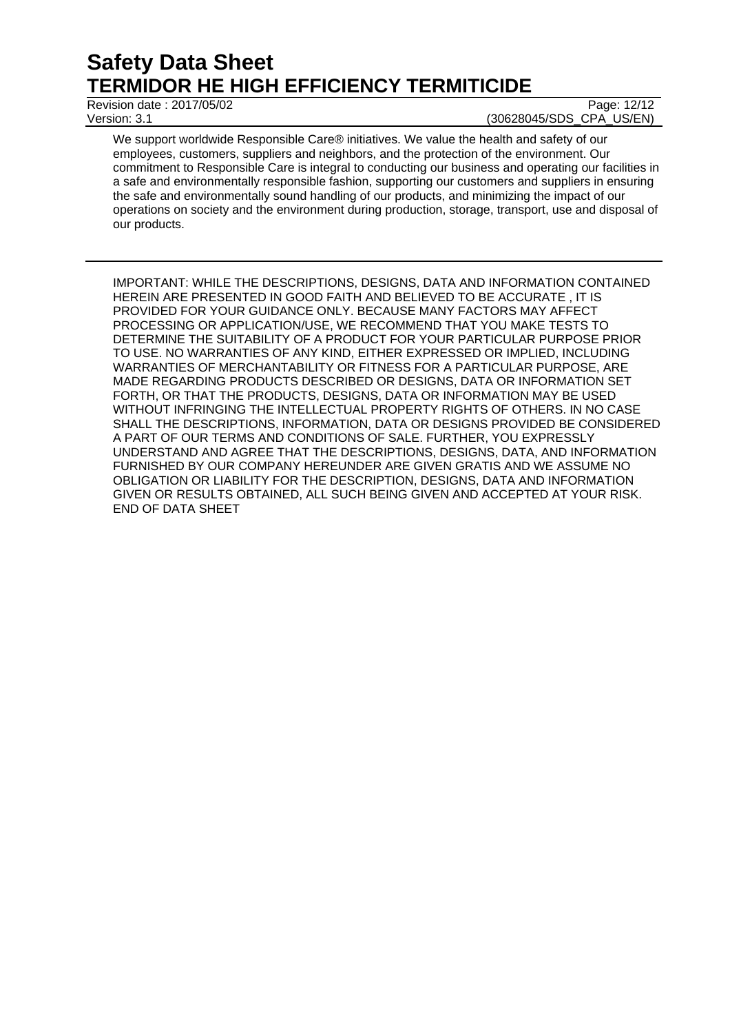We support worldwide Responsible Care® initiatives. We value the health and safety of our employees, customers, suppliers and neighbors, and the protection of the environment. Our commitment to Responsible Care is integral to conducting our business and operating our facilities in a safe and environmentally responsible fashion, supporting our customers and suppliers in ensuring the safe and environmentally sound handling of our products, and minimizing the impact of our operations on society and the environment during production, storage, transport, use and disposal of our products.

---

IMPORTANT: WHILE THE DESCRIPTIONS, DESIGNS, DATA AND INFORMATION CONTAINED HEREIN ARE PRESENTED IN GOOD FAITH AND BELIEVED TO BE ACCURATE , IT IS PROVIDED FOR YOUR GUIDANCE ONLY. BECAUSE MANY FACTORS MAY AFFECT PROCESSING OR APPLICATION/USE, WE RECOMMEND THAT YOU MAKE TESTS TO DETERMINE THE SUITABILITY OF A PRODUCT FOR YOUR PARTICULAR PURPOSE PRIOR TO USE. NO WARRANTIES OF ANY KIND, EITHER EXPRESSED OR IMPLIED, INCLUDING WARRANTIES OF MERCHANTABILITY OR FITNESS FOR A PARTICULAR PURPOSE, ARE MADE REGARDING PRODUCTS DESCRIBED OR DESIGNS, DATA OR INFORMATION SET FORTH, OR THAT THE PRODUCTS, DESIGNS, DATA OR INFORMATION MAY BE USED WITHOUT INFRINGING THE INTELLECTUAL PROPERTY RIGHTS OF OTHERS. IN NO CASE SHALL THE DESCRIPTIONS, INFORMATION, DATA OR DESIGNS PROVIDED BE CONSIDERED A PART OF OUR TERMS AND CONDITIONS OF SALE. FURTHER, YOU EXPRESSLY UNDERSTAND AND AGREE THAT THE DESCRIPTIONS, DESIGNS, DATA, AND INFORMATION FURNISHED BY OUR COMPANY HEREUNDER ARE GIVEN GRATIS AND WE ASSUME NO OBLIGATION OR LIABILITY FOR THE DESCRIPTION, DESIGNS, DATA AND INFORMATION GIVEN OR RESULTS OBTAINED, ALL SUCH BEING GIVEN AND ACCEPTED AT YOUR RISK.
END OF DATA SHEET